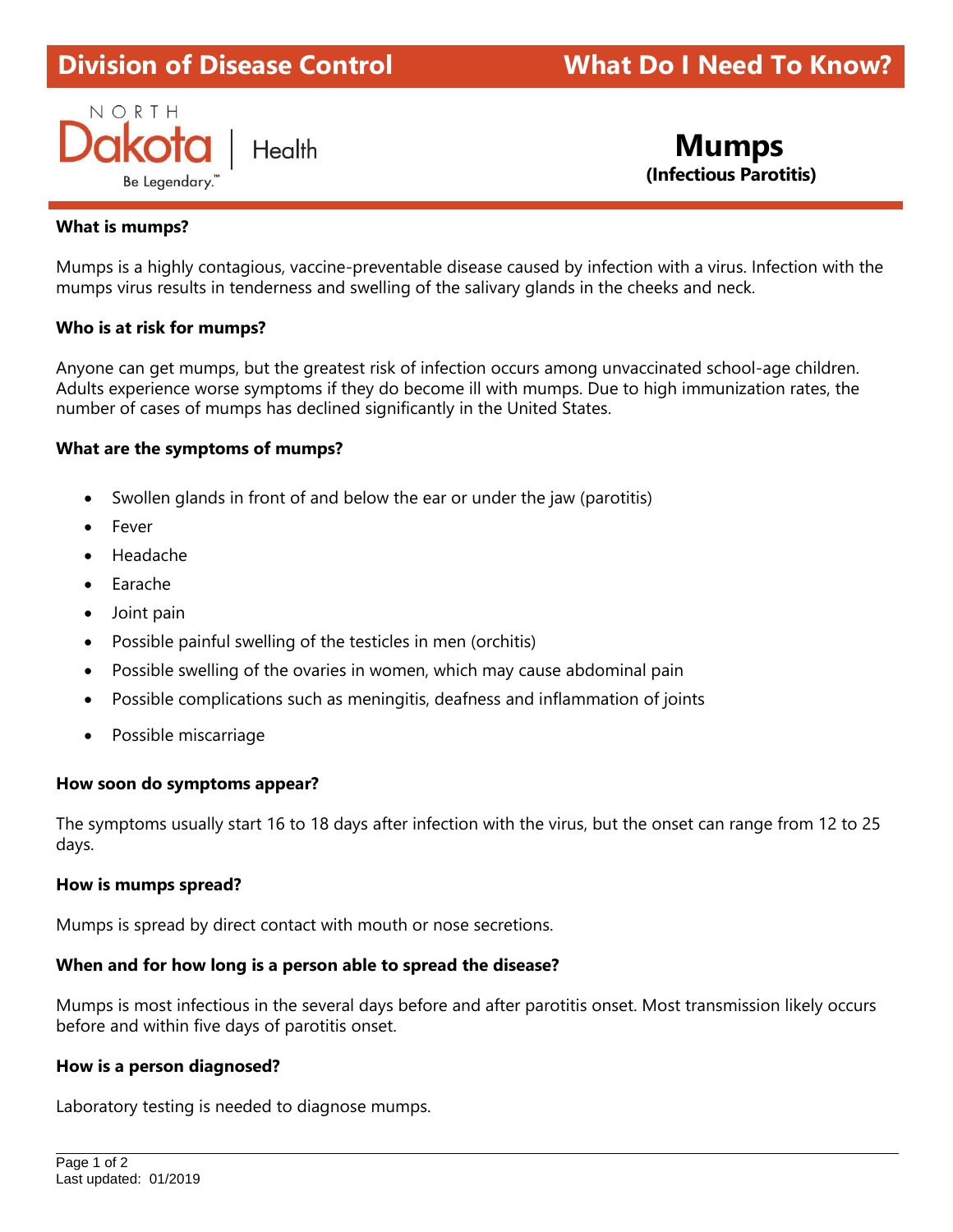**Division of Disease Control** **What Do I Need To Know?**

NORTH Dakota | Health
Be Legendary.™

# Mumps
**(Infectious Parotitis)**

**What is mumps?**

Mumps is a highly contagious, vaccine-preventable disease caused by infection with a virus. Infection with the mumps virus results in tenderness and swelling of the salivary glands in the cheeks and neck.

**Who is at risk for mumps?**

Anyone can get mumps, but the greatest risk of infection occurs among unvaccinated school-age children. Adults experience worse symptoms if they do become ill with mumps. Due to high immunization rates, the number of cases of mumps has declined significantly in the United States.

**What are the symptoms of mumps?**

- Swollen glands in front of and below the ear or under the jaw (parotitis)
- Fever
- Headache
- Earache
- Joint pain
- Possible painful swelling of the testicles in men (orchitis)
- Possible swelling of the ovaries in women, which may cause abdominal pain
- Possible complications such as meningitis, deafness and inflammation of joints
- Possible miscarriage

**How soon do symptoms appear?**

The symptoms usually start 16 to 18 days after infection with the virus, but the onset can range from 12 to 25 days.

**How is mumps spread?**

Mumps is spread by direct contact with mouth or nose secretions.

**When and for how long is a person able to spread the disease?**

Mumps is most infectious in the several days before and after parotitis onset. Most transmission likely occurs before and within five days of parotitis onset.

**How is a person diagnosed?**

Laboratory testing is needed to diagnose mumps.

Last updated: 01/2019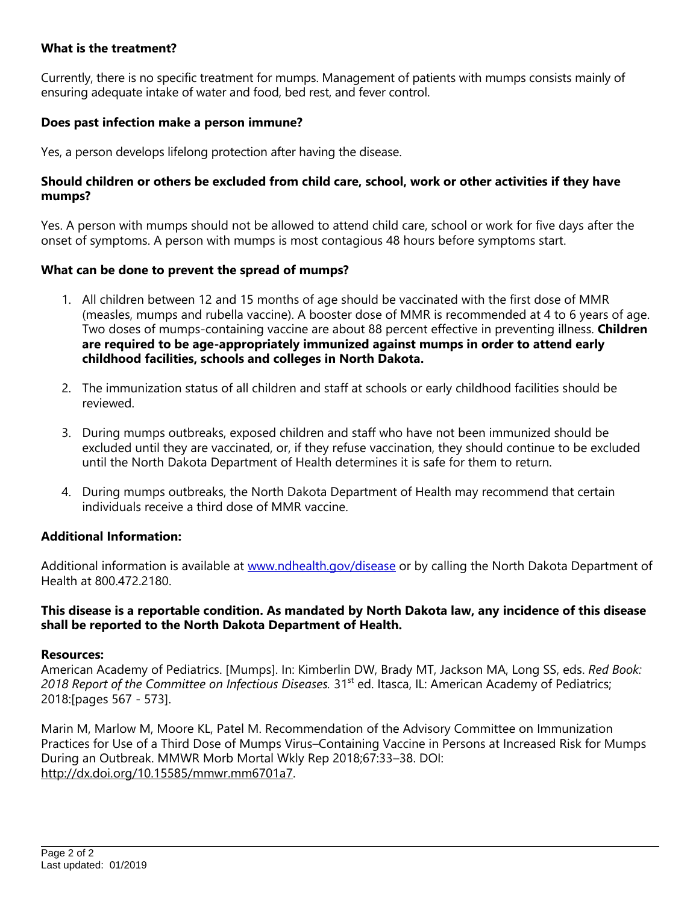**What is the treatment?**

Currently, there is no specific treatment for mumps. Management of patients with mumps consists mainly of ensuring adequate intake of water and food, bed rest, and fever control.

**Does past infection make a person immune?**

Yes, a person develops lifelong protection after having the disease.

**Should children or others be excluded from child care, school, work or other activities if they have mumps?**

Yes. A person with mumps should not be allowed to attend child care, school or work for five days after the onset of symptoms. A person with mumps is most contagious 48 hours before symptoms start.

**What can be done to prevent the spread of mumps?**

1. All children between 12 and 15 months of age should be vaccinated with the first dose of MMR (measles, mumps and rubella vaccine). A booster dose of MMR is recommended at 4 to 6 years of age. Two doses of mumps-containing vaccine are about 88 percent effective in preventing illness. **Children are required to be age-appropriately immunized against mumps in order to attend early childhood facilities, schools and colleges in North Dakota.**

2. The immunization status of all children and staff at schools or early childhood facilities should be reviewed.

3. During mumps outbreaks, exposed children and staff who have not been immunized should be excluded until they are vaccinated, or, if they refuse vaccination, they should continue to be excluded until the North Dakota Department of Health determines it is safe for them to return.

4. During mumps outbreaks, the North Dakota Department of Health may recommend that certain individuals receive a third dose of MMR vaccine.

**Additional Information:**

Additional information is available at www.ndhealth.gov/disease or by calling the North Dakota Department of Health at 800.472.2180.

**This disease is a reportable condition. As mandated by North Dakota law, any incidence of this disease shall be reported to the North Dakota Department of Health.**

**Resources:**

American Academy of Pediatrics. [Mumps]. In: Kimberlin DW, Brady MT, Jackson MA, Long SS, eds. *Red Book: 2018 Report of the Committee on Infectious Diseases.* 31st ed. Itasca, IL: American Academy of Pediatrics; 2018:[pages 567 - 573].

Marin M, Marlow M, Moore KL, Patel M. Recommendation of the Advisory Committee on Immunization Practices for Use of a Third Dose of Mumps Virus–Containing Vaccine in Persons at Increased Risk for Mumps During an Outbreak. MMWR Morb Mortal Wkly Rep 2018;67:33–38. DOI: http://dx.doi.org/10.15585/mmwr.mm6701a7.

Last updated: 01/2019